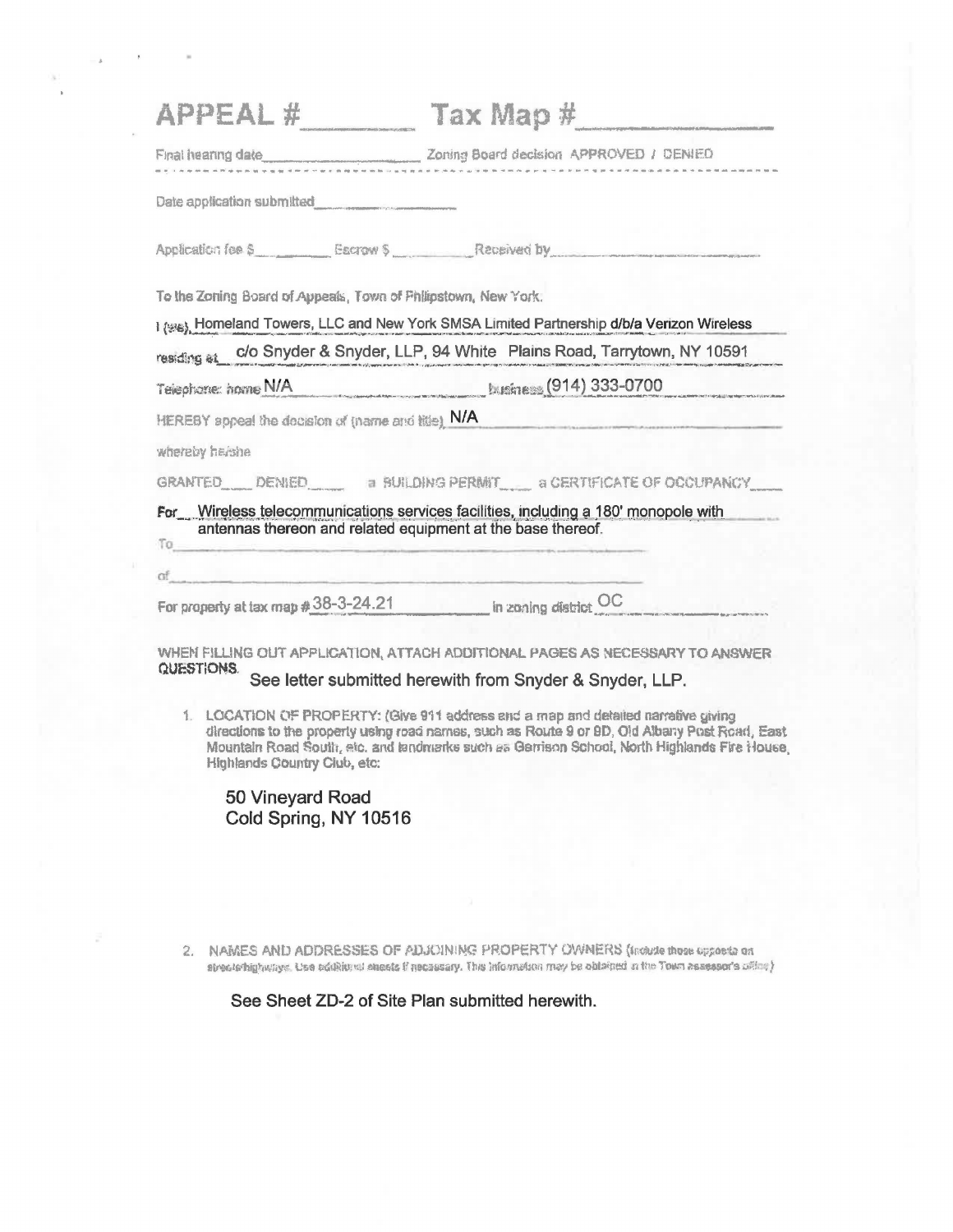# APPEAL #\_\_\_\_\_\_\_ Tax Map #\_\_\_\_\_\_\_\_\_\_

Final hearing date\_\_\_\_\_\_\_\_\_\_\_\_\_\_\_\_\_\_\_\_ Zoning Board decision APPROVED / DENIED

---

Date application submitted\_\_\_\_\_\_\_\_\_\_\_\_\_\_\_\_\_\_

Application fee $\_\_\_\_\_\_\_\_ Escrow $\_\_\_\_\_\_\_\_ Received by\_\_\_\_\_\_\_\_\_\_\_\_\_\_\_\_\_\_\_\_

To the Zoning Board of Appeals, Town of Philipstown, New York.

I (we) Homeland Towers, LLC and New York SMSA Limited Partnership d/b/a Verizon Wireless

residing at c/o Snyder & Snyder, LLP, 94 White Plains Road, Tarrytown, NY 10591

Telephone: home N/A business (914) 333-0700

HEREBY appeal the decision of (name and title) N/A

whereby he/she

GRANTED\_\_\_ DENIED\_\_\_ a BUILDING PERMIT\_\_\_ a CERTIFICATE OF OCCUPANCY\_\_\_

For Wireless telecommunications services facilities, including a 180' monopole with antennas thereon and related equipment at the base thereof.

To\_\_\_\_\_\_\_\_\_\_\_\_\_\_\_\_\_\_\_\_\_\_\_\_\_\_\_\_\_\_\_\_\_\_\_\_

of\_\_\_\_\_\_\_\_\_\_\_\_\_\_\_\_\_\_\_\_\_\_\_\_\_\_\_\_\_\_\_\_\_\_\_\_

For property at tax map # 38-3-24.21 in zoning district OC

WHEN FILLING OUT APPLICATION, ATTACH ADDITIONAL PAGES AS NECESSARY TO ANSWER QUESTIONS. See letter submitted herewith from Snyder & Snyder, LLP.

1. LOCATION OF PROPERTY: (Give 911 address and a map and detailed narrative giving directions to the property using road names, such as Route 9 or 9D, Old Albany Post Road, East Mountain Road South, etc. and landmarks such as Garrison School, North Highlands Fire House, Highlands Country Club, etc:

   50 Vineyard Road
   Cold Spring, NY 10516

2. NAMES AND ADDRESSES OF ADJOINING PROPERTY OWNERS (include those opposite on streets/highways. Use additional sheets if necessary. This information may be obtained in the Town assessor's office)

   See Sheet ZD-2 of Site Plan submitted herewith.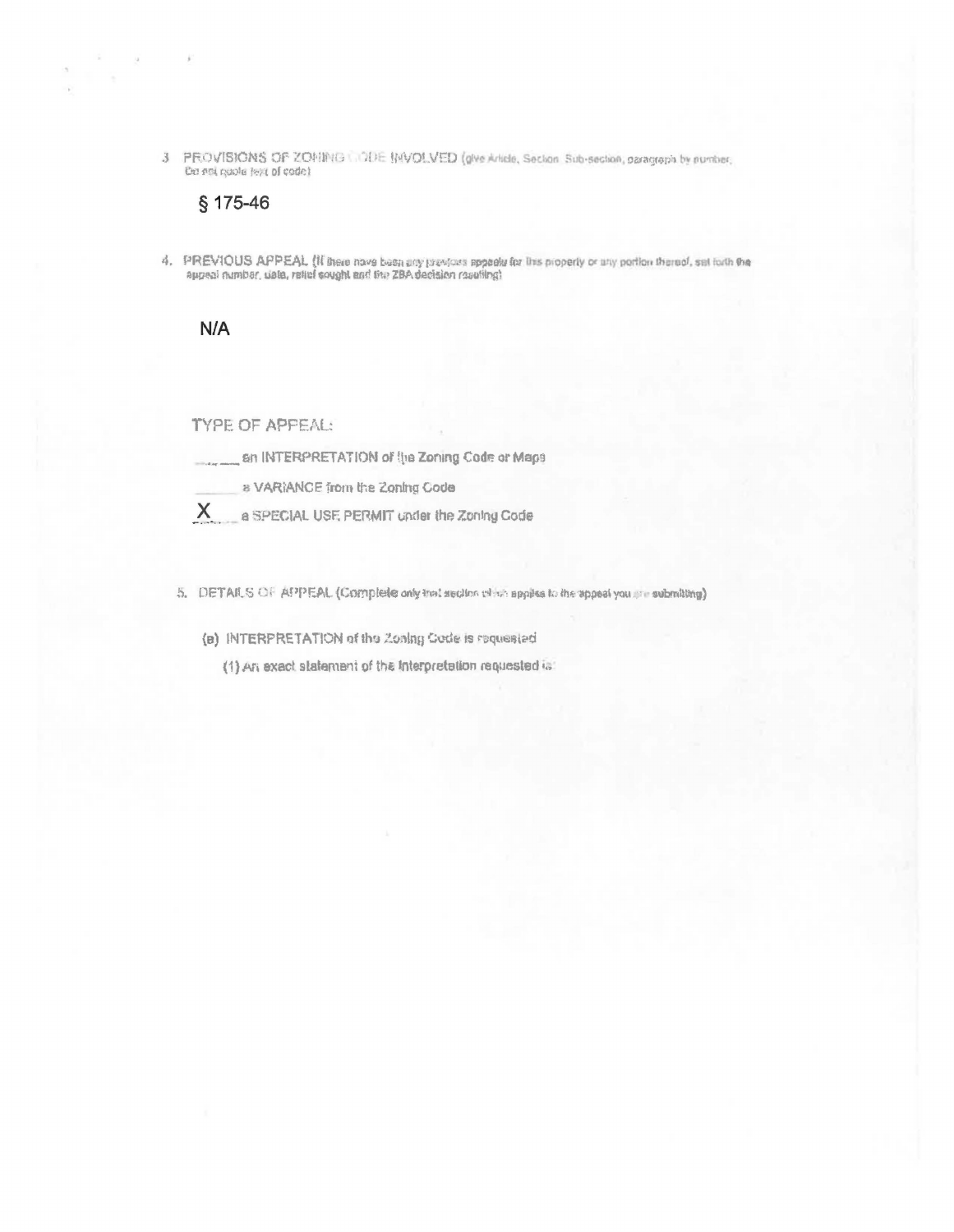3. PROVISIONS OF ZONING CODE INVOLVED (give Article, Section, Sub-section, paragraph by number; Do not quote text of code)

§ 175-46

4. PREVIOUS APPEAL (If there have been any previous appeals for this property or any portion thereof, set forth the appeal number, date, relief sought and the ZBA decision resulting)

N/A

TYPE OF APPEAL:

\_\_\_\_\_ an INTERPRETATION of the Zoning Code or Maps

\_\_\_\_\_ a VARIANCE from the Zoning Code

X a SPECIAL USE PERMIT under the Zoning Code

5. DETAILS OF APPEAL (Complete only that section which applies to the appeal you are submitting)

(a) INTERPRETATION of the Zoning Code is requested

(1) An exact statement of the Interpretation requested is: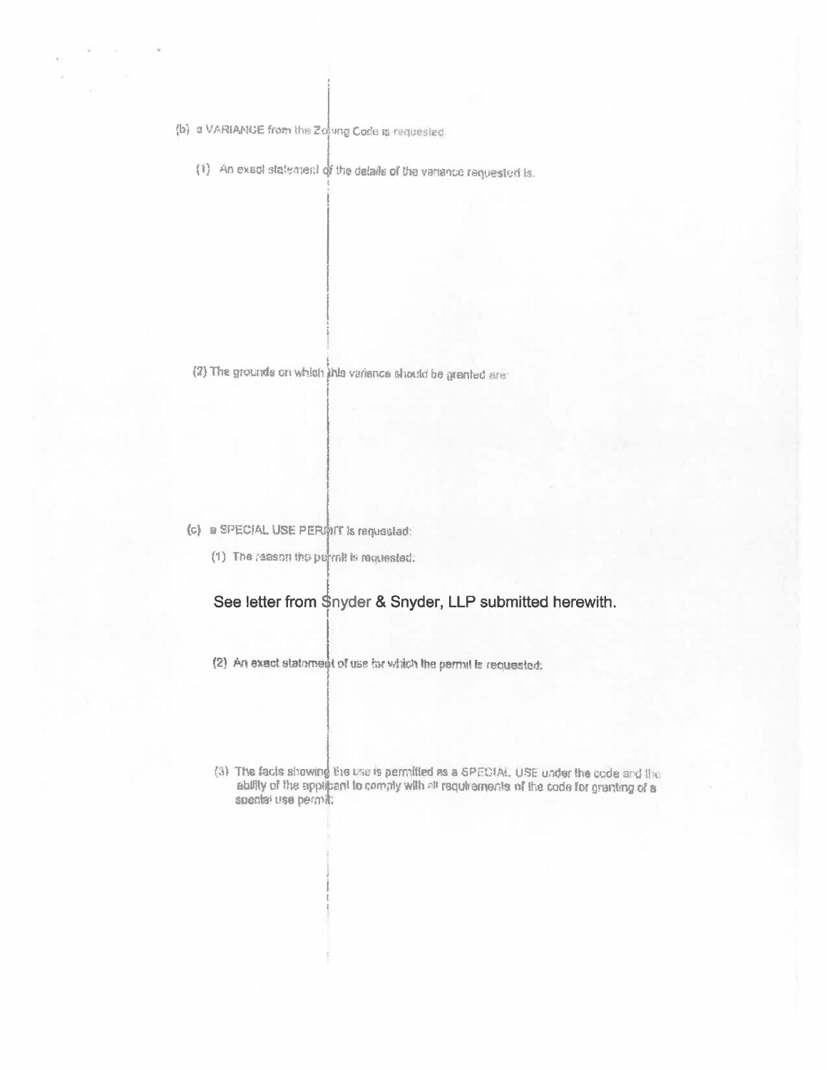(b) a VARIANCE from the Zoning Code is requested:

(1) An exact statement of the details of the variance requested is:

(2) The grounds on which this variance should be granted are:

(c) a SPECIAL USE PERMIT is requested:

(1) The reason the permit is requested:

See letter from Snyder & Snyder, LLP submitted herewith.

(2) An exact statement of use for which the permit is requested:

(3) The facts showing the use is permitted as a SPECIAL USE under the code and the ability of the applicant to comply with all requirements of the code for granting of a special use permit: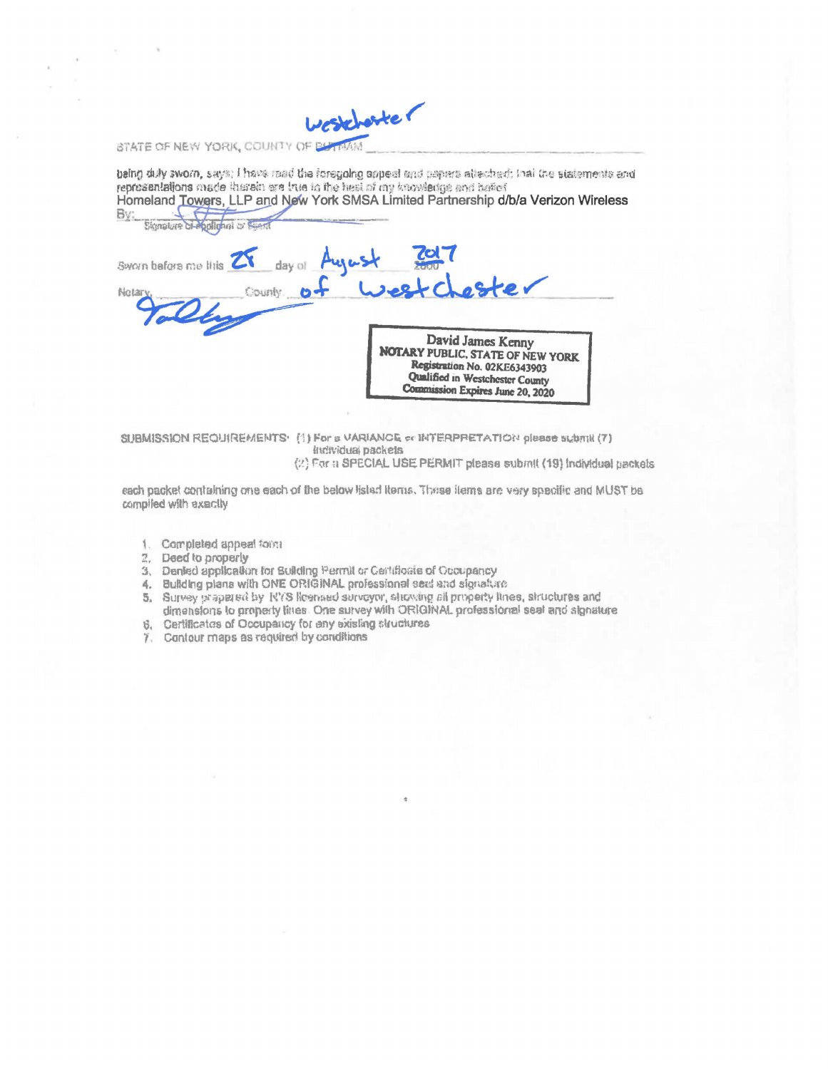STATE OF NEW YORK, COUNTY OF ~~PUTNAM~~ Westchester

being duly sworn, says; I have read the foregoing appeal and papers attached; that the statements and representations made therein are true to the best of my knowledge and belief.

Homeland Towers, LLP and New York SMSA Limited Partnership d/b/a Verizon Wireless

By: ______________________________
Signature of Applicant or Agent

Sworn before me this 28 day of August ~~2000~~ 2017

Notary ______________ County of Westchester

David James Kenny
NOTARY PUBLIC, STATE OF NEW YORK
Registration No. 02KE6343903
Qualified in Westchester County
Commission Expires June 20, 2020

SUBMISSION REQUIREMENTS: (1) For a VARIANCE or INTERPRETATION please submit (7) individual packets
(2) For a SPECIAL USE PERMIT please submit (19) individual packets

each packet containing one each of the below listed items. These items are very specific and MUST be complied with exactly

1. Completed appeal form
2. Deed to property
3. Denied application for Building Permit or Certificate of Occupancy
4. Building plans with ONE ORIGINAL professional seal and signature
5. Survey prepared by NYS licensed surveyor, showing all property lines, structures and dimensions to property lines. One survey with ORIGINAL professional seal and signature
6. Certificates of Occupancy for any existing structures
7. Contour maps as required by conditions